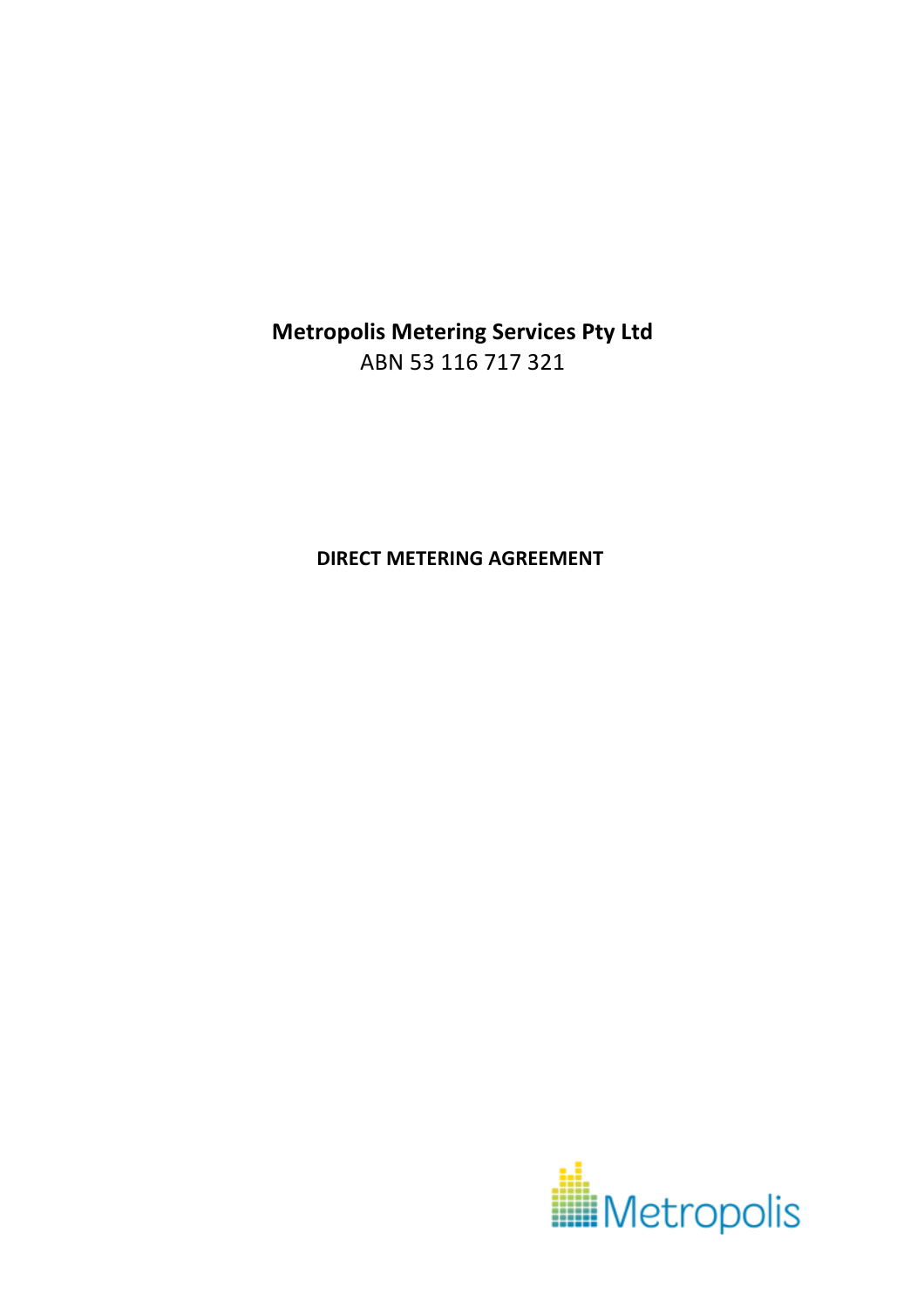**Metropolis Metering Services Pty Ltd**
ABN 53 116 717 321

**DIRECT METERING AGREEMENT**

Metropolis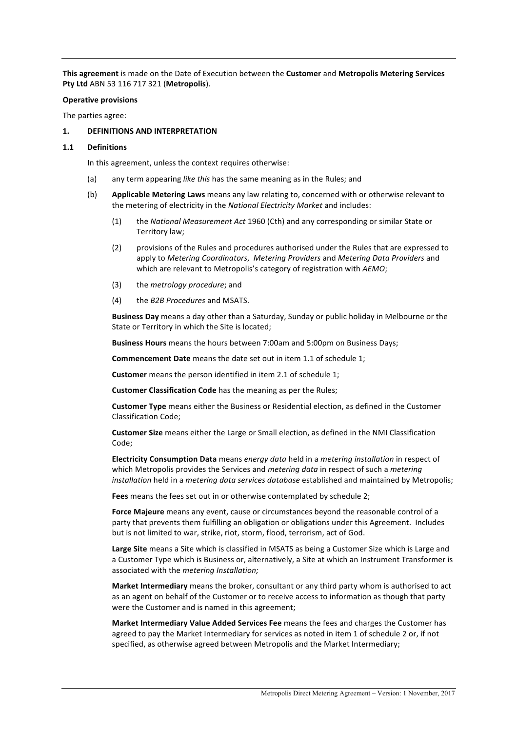**This agreement** is made on the Date of Execution between the **Customer** and **Metropolis Metering Services Pty Ltd** ABN 53 116 717 321 (**Metropolis**).

**Operative provisions**

The parties agree:

**1. DEFINITIONS AND INTERPRETATION**

**1.1 Definitions**

In this agreement, unless the context requires otherwise:

(a) any term appearing *like this* has the same meaning as in the Rules; and

(b) **Applicable Metering Laws** means any law relating to, concerned with or otherwise relevant to the metering of electricity in the *National Electricity Market* and includes:

(1) the *National Measurement Act* 1960 (Cth) and any corresponding or similar State or Territory law;

(2) provisions of the Rules and procedures authorised under the Rules that are expressed to apply to *Metering Coordinators*, *Metering Providers* and *Metering Data Providers* and which are relevant to Metropolis's category of registration with *AEMO*;

(3) the *metrology procedure*; and

(4) the *B2B Procedures* and MSATS.

**Business Day** means a day other than a Saturday, Sunday or public holiday in Melbourne or the State or Territory in which the Site is located;

**Business Hours** means the hours between 7:00am and 5:00pm on Business Days;

**Commencement Date** means the date set out in item 1.1 of schedule 1;

**Customer** means the person identified in item 2.1 of schedule 1;

**Customer Classification Code** has the meaning as per the Rules;

**Customer Type** means either the Business or Residential election, as defined in the Customer Classification Code;

**Customer Size** means either the Large or Small election, as defined in the NMI Classification Code;

**Electricity Consumption Data** means *energy data* held in a *metering installation* in respect of which Metropolis provides the Services and *metering data* in respect of such a *metering installation* held in a *metering data services database* established and maintained by Metropolis;

**Fees** means the fees set out in or otherwise contemplated by schedule 2;

**Force Majeure** means any event, cause or circumstances beyond the reasonable control of a party that prevents them fulfilling an obligation or obligations under this Agreement. Includes but is not limited to war, strike, riot, storm, flood, terrorism, act of God.

**Large Site** means a Site which is classified in MSATS as being a Customer Size which is Large and a Customer Type which is Business or, alternatively, a Site at which an Instrument Transformer is associated with the *metering Installation;*

**Market Intermediary** means the broker, consultant or any third party whom is authorised to act as an agent on behalf of the Customer or to receive access to information as though that party were the Customer and is named in this agreement;

**Market Intermediary Value Added Services Fee** means the fees and charges the Customer has agreed to pay the Market Intermediary for services as noted in item 1 of schedule 2 or, if not specified, as otherwise agreed between Metropolis and the Market Intermediary;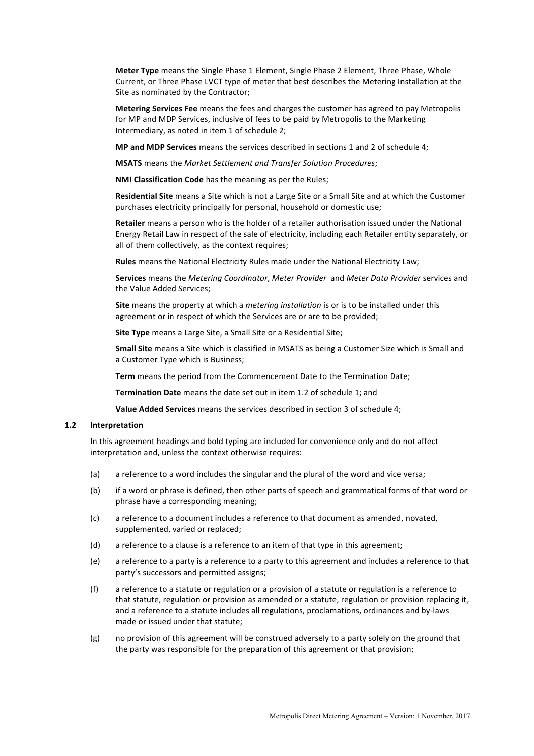**Meter Type** means the Single Phase 1 Element, Single Phase 2 Element, Three Phase, Whole Current, or Three Phase LVCT type of meter that best describes the Metering Installation at the Site as nominated by the Contractor;

**Metering Services Fee** means the fees and charges the customer has agreed to pay Metropolis for MP and MDP Services, inclusive of fees to be paid by Metropolis to the Marketing Intermediary, as noted in item 1 of schedule 2;

**MP and MDP Services** means the services described in sections 1 and 2 of schedule 4;

**MSATS** means the *Market Settlement and Transfer Solution Procedures*;

**NMI Classification Code** has the meaning as per the Rules;

**Residential Site** means a Site which is not a Large Site or a Small Site and at which the Customer purchases electricity principally for personal, household or domestic use;

**Retailer** means a person who is the holder of a retailer authorisation issued under the National Energy Retail Law in respect of the sale of electricity, including each Retailer entity separately, or all of them collectively, as the context requires;

**Rules** means the National Electricity Rules made under the National Electricity Law;

**Services** means the *Metering Coordinator*, *Meter Provider* and *Meter Data Provider* services and the Value Added Services;

**Site** means the property at which a *metering installation* is or is to be installed under this agreement or in respect of which the Services are or are to be provided;

**Site Type** means a Large Site, a Small Site or a Residential Site;

**Small Site** means a Site which is classified in MSATS as being a Customer Size which is Small and a Customer Type which is Business;

**Term** means the period from the Commencement Date to the Termination Date;

**Termination Date** means the date set out in item 1.2 of schedule 1; and

**Value Added Services** means the services described in section 3 of schedule 4;

**1.2 Interpretation**

In this agreement headings and bold typing are included for convenience only and do not affect interpretation and, unless the context otherwise requires:

(a) a reference to a word includes the singular and the plural of the word and vice versa;

(b) if a word or phrase is defined, then other parts of speech and grammatical forms of that word or phrase have a corresponding meaning;

(c) a reference to a document includes a reference to that document as amended, novated, supplemented, varied or replaced;

(d) a reference to a clause is a reference to an item of that type in this agreement;

(e) a reference to a party is a reference to a party to this agreement and includes a reference to that party's successors and permitted assigns;

(f) a reference to a statute or regulation or a provision of a statute or regulation is a reference to that statute, regulation or provision as amended or a statute, regulation or provision replacing it, and a reference to a statute includes all regulations, proclamations, ordinances and by-laws made or issued under that statute;

(g) no provision of this agreement will be construed adversely to a party solely on the ground that the party was responsible for the preparation of this agreement or that provision;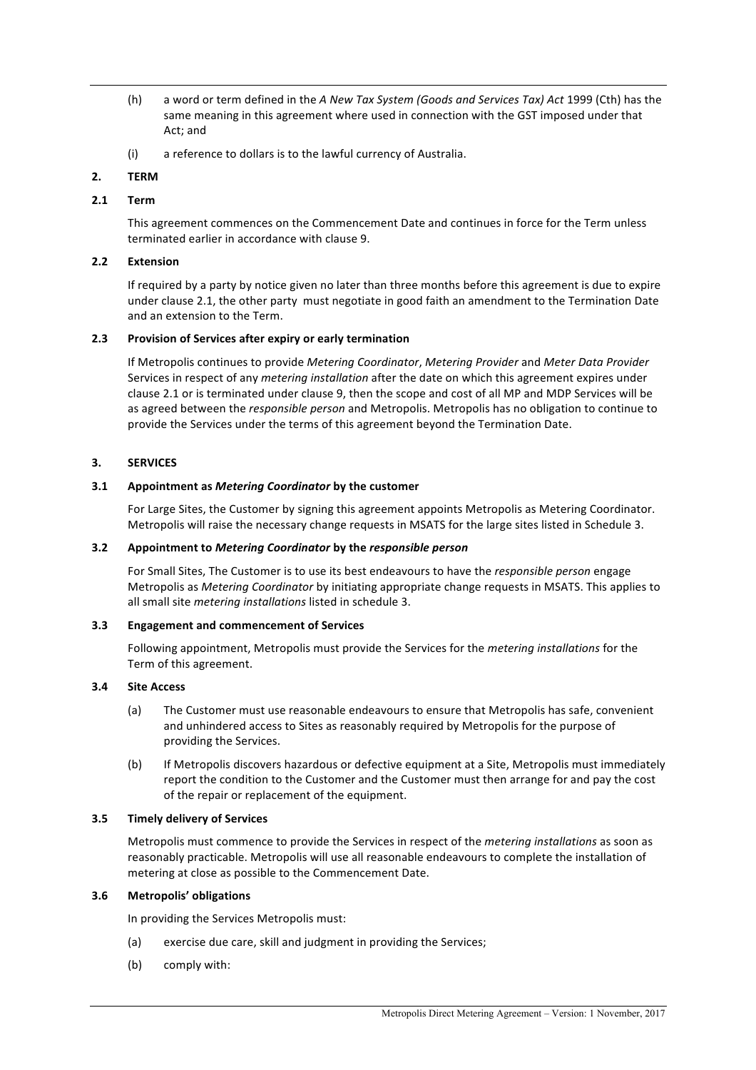(h) a word or term defined in the *A New Tax System (Goods and Services Tax) Act* 1999 (Cth) has the same meaning in this agreement where used in connection with the GST imposed under that Act; and

(i) a reference to dollars is to the lawful currency of Australia.

## 2. TERM

### 2.1 Term

This agreement commences on the Commencement Date and continues in force for the Term unless terminated earlier in accordance with clause 9.

### 2.2 Extension

If required by a party by notice given no later than three months before this agreement is due to expire under clause 2.1, the other party must negotiate in good faith an amendment to the Termination Date and an extension to the Term.

### 2.3 Provision of Services after expiry or early termination

If Metropolis continues to provide *Metering Coordinator*, *Metering Provider* and *Meter Data Provider* Services in respect of any *metering installation* after the date on which this agreement expires under clause 2.1 or is terminated under clause 9, then the scope and cost of all MP and MDP Services will be as agreed between the *responsible person* and Metropolis. Metropolis has no obligation to continue to provide the Services under the terms of this agreement beyond the Termination Date.

## 3. SERVICES

### 3.1 Appointment as *Metering Coordinator* by the customer

For Large Sites, the Customer by signing this agreement appoints Metropolis as Metering Coordinator. Metropolis will raise the necessary change requests in MSATS for the large sites listed in Schedule 3.

### 3.2 Appointment to *Metering Coordinator* by the *responsible person*

For Small Sites, The Customer is to use its best endeavours to have the *responsible person* engage Metropolis as *Metering Coordinator* by initiating appropriate change requests in MSATS. This applies to all small site *metering installations* listed in schedule 3.

### 3.3 Engagement and commencement of Services

Following appointment, Metropolis must provide the Services for the *metering installations* for the Term of this agreement.

### 3.4 Site Access

(a) The Customer must use reasonable endeavours to ensure that Metropolis has safe, convenient and unhindered access to Sites as reasonably required by Metropolis for the purpose of providing the Services.

(b) If Metropolis discovers hazardous or defective equipment at a Site, Metropolis must immediately report the condition to the Customer and the Customer must then arrange for and pay the cost of the repair or replacement of the equipment.

### 3.5 Timely delivery of Services

Metropolis must commence to provide the Services in respect of the *metering installations* as soon as reasonably practicable. Metropolis will use all reasonable endeavours to complete the installation of metering at close as possible to the Commencement Date.

### 3.6 Metropolis' obligations

In providing the Services Metropolis must:

(a) exercise due care, skill and judgment in providing the Services;

(b) comply with: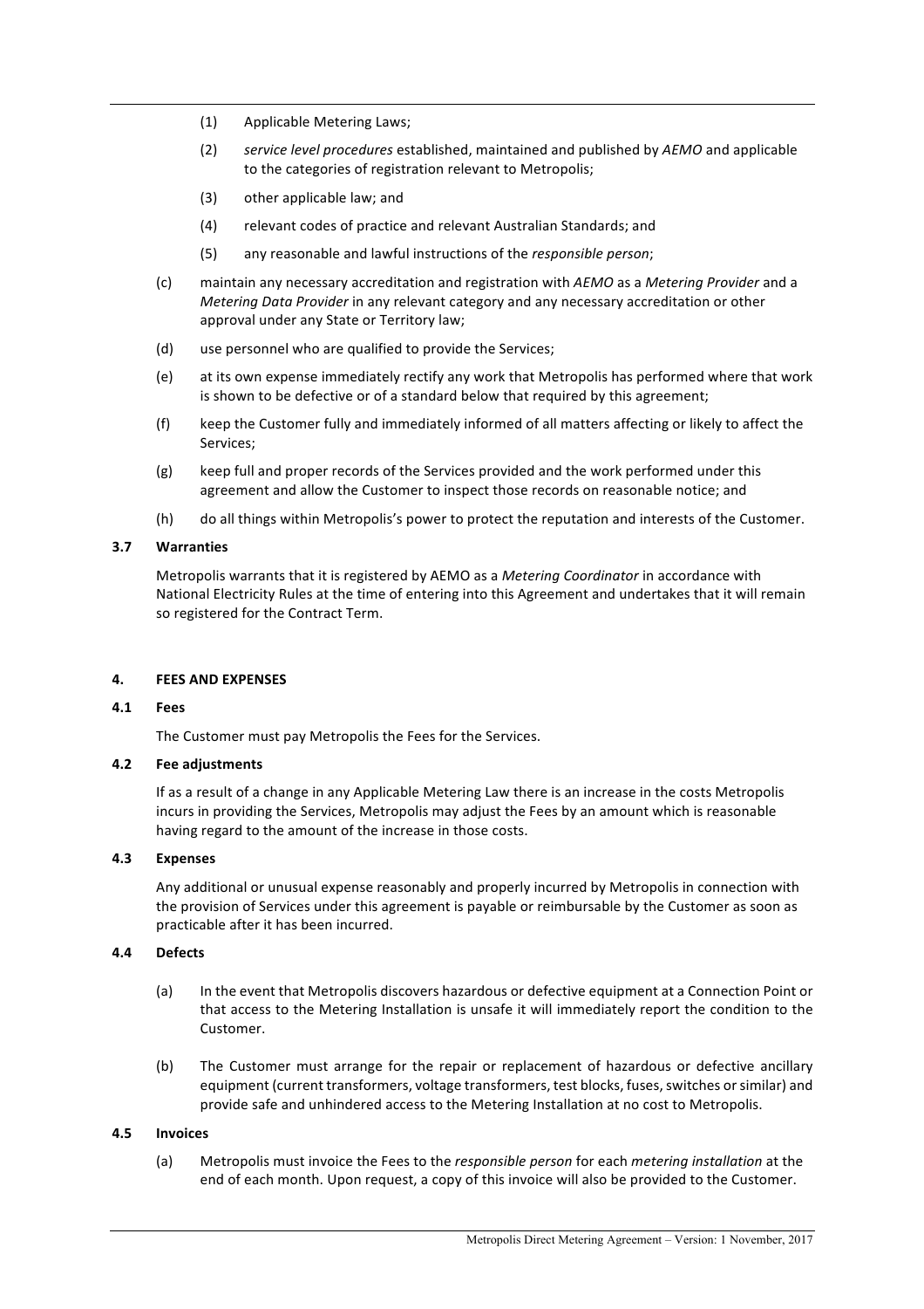(1) Applicable Metering Laws;

(2) *service level procedures* established, maintained and published by *AEMO* and applicable to the categories of registration relevant to Metropolis;

(3) other applicable law; and

(4) relevant codes of practice and relevant Australian Standards; and

(5) any reasonable and lawful instructions of the *responsible person*;

(c) maintain any necessary accreditation and registration with *AEMO* as a *Metering Provider* and a *Metering Data Provider* in any relevant category and any necessary accreditation or other approval under any State or Territory law;

(d) use personnel who are qualified to provide the Services;

(e) at its own expense immediately rectify any work that Metropolis has performed where that work is shown to be defective or of a standard below that required by this agreement;

(f) keep the Customer fully and immediately informed of all matters affecting or likely to affect the Services;

(g) keep full and proper records of the Services provided and the work performed under this agreement and allow the Customer to inspect those records on reasonable notice; and

(h) do all things within Metropolis's power to protect the reputation and interests of the Customer.

### 3.7 Warranties

Metropolis warrants that it is registered by AEMO as a *Metering Coordinator* in accordance with National Electricity Rules at the time of entering into this Agreement and undertakes that it will remain so registered for the Contract Term.

## 4. FEES AND EXPENSES

### 4.1 Fees

The Customer must pay Metropolis the Fees for the Services.

### 4.2 Fee adjustments

If as a result of a change in any Applicable Metering Law there is an increase in the costs Metropolis incurs in providing the Services, Metropolis may adjust the Fees by an amount which is reasonable having regard to the amount of the increase in those costs.

### 4.3 Expenses

Any additional or unusual expense reasonably and properly incurred by Metropolis in connection with the provision of Services under this agreement is payable or reimbursable by the Customer as soon as practicable after it has been incurred.

### 4.4 Defects

(a) In the event that Metropolis discovers hazardous or defective equipment at a Connection Point or that access to the Metering Installation is unsafe it will immediately report the condition to the Customer.

(b) The Customer must arrange for the repair or replacement of hazardous or defective ancillary equipment (current transformers, voltage transformers, test blocks, fuses, switches or similar) and provide safe and unhindered access to the Metering Installation at no cost to Metropolis.

### 4.5 Invoices

(a) Metropolis must invoice the Fees to the *responsible person* for each *metering installation* at the end of each month. Upon request, a copy of this invoice will also be provided to the Customer.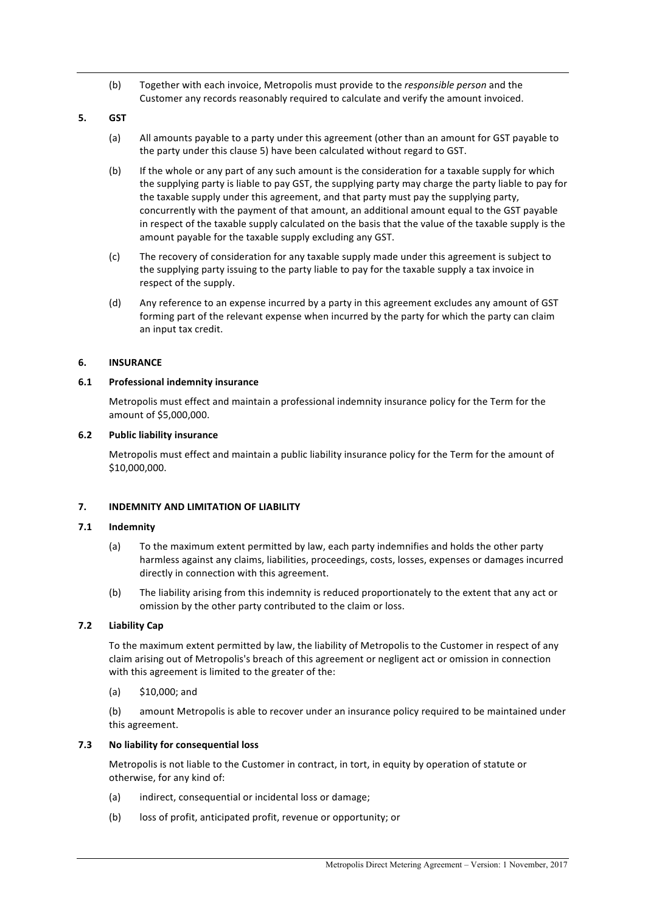(b) Together with each invoice, Metropolis must provide to the *responsible person* and the Customer any records reasonably required to calculate and verify the amount invoiced.

## 5. GST

(a) All amounts payable to a party under this agreement (other than an amount for GST payable to the party under this clause 5) have been calculated without regard to GST.

(b) If the whole or any part of any such amount is the consideration for a taxable supply for which the supplying party is liable to pay GST, the supplying party may charge the party liable to pay for the taxable supply under this agreement, and that party must pay the supplying party, concurrently with the payment of that amount, an additional amount equal to the GST payable in respect of the taxable supply calculated on the basis that the value of the taxable supply is the amount payable for the taxable supply excluding any GST.

(c) The recovery of consideration for any taxable supply made under this agreement is subject to the supplying party issuing to the party liable to pay for the taxable supply a tax invoice in respect of the supply.

(d) Any reference to an expense incurred by a party in this agreement excludes any amount of GST forming part of the relevant expense when incurred by the party for which the party can claim an input tax credit.

## 6. INSURANCE

### 6.1 Professional indemnity insurance

Metropolis must effect and maintain a professional indemnity insurance policy for the Term for the amount of $5,000,000.

### 6.2 Public liability insurance

Metropolis must effect and maintain a public liability insurance policy for the Term for the amount of $10,000,000.

## 7. INDEMNITY AND LIMITATION OF LIABILITY

### 7.1 Indemnity

(a) To the maximum extent permitted by law, each party indemnifies and holds the other party harmless against any claims, liabilities, proceedings, costs, losses, expenses or damages incurred directly in connection with this agreement.

(b) The liability arising from this indemnity is reduced proportionately to the extent that any act or omission by the other party contributed to the claim or loss.

### 7.2 Liability Cap

To the maximum extent permitted by law, the liability of Metropolis to the Customer in respect of any claim arising out of Metropolis's breach of this agreement or negligent act or omission in connection with this agreement is limited to the greater of the:

(a) $10,000; and

(b) amount Metropolis is able to recover under an insurance policy required to be maintained under this agreement.

### 7.3 No liability for consequential loss

Metropolis is not liable to the Customer in contract, in tort, in equity by operation of statute or otherwise, for any kind of:

(a) indirect, consequential or incidental loss or damage;

(b) loss of profit, anticipated profit, revenue or opportunity; or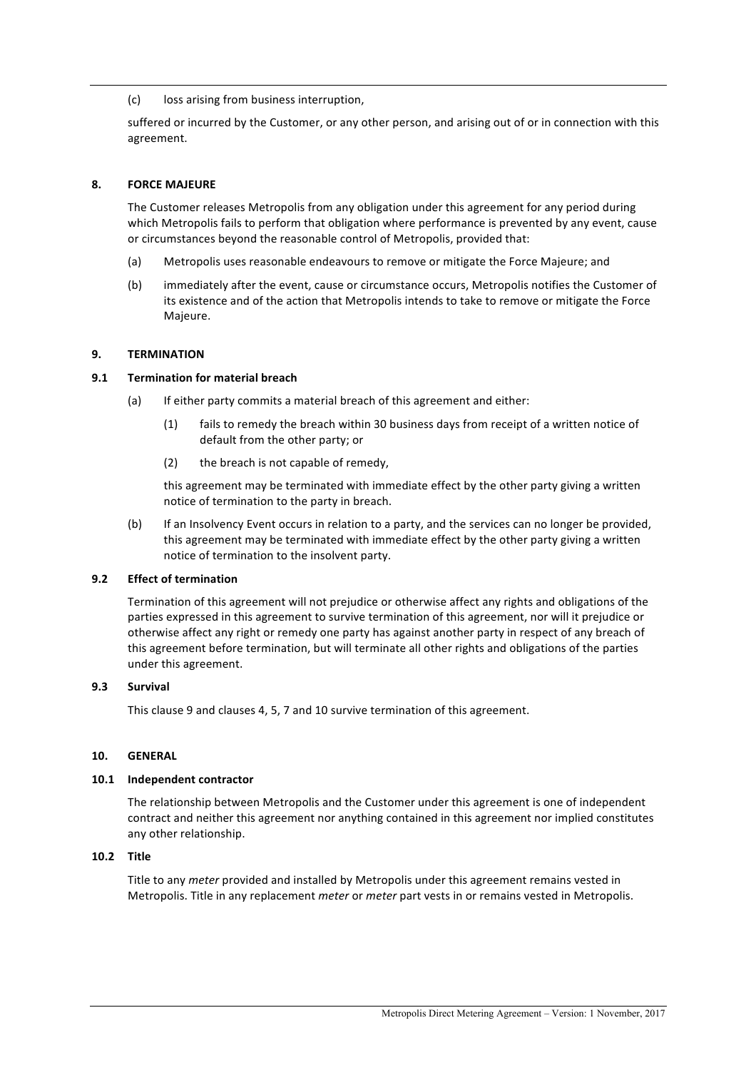(c) loss arising from business interruption,

suffered or incurred by the Customer, or any other person, and arising out of or in connection with this agreement.

## 8. FORCE MAJEURE

The Customer releases Metropolis from any obligation under this agreement for any period during which Metropolis fails to perform that obligation where performance is prevented by any event, cause or circumstances beyond the reasonable control of Metropolis, provided that:

(a) Metropolis uses reasonable endeavours to remove or mitigate the Force Majeure; and

(b) immediately after the event, cause or circumstance occurs, Metropolis notifies the Customer of its existence and of the action that Metropolis intends to take to remove or mitigate the Force Majeure.

## 9. TERMINATION

### 9.1 Termination for material breach

(a) If either party commits a material breach of this agreement and either:

   (1) fails to remedy the breach within 30 business days from receipt of a written notice of default from the other party; or

   (2) the breach is not capable of remedy,

   this agreement may be terminated with immediate effect by the other party giving a written notice of termination to the party in breach.

(b) If an Insolvency Event occurs in relation to a party, and the services can no longer be provided, this agreement may be terminated with immediate effect by the other party giving a written notice of termination to the insolvent party.

### 9.2 Effect of termination

Termination of this agreement will not prejudice or otherwise affect any rights and obligations of the parties expressed in this agreement to survive termination of this agreement, nor will it prejudice or otherwise affect any right or remedy one party has against another party in respect of any breach of this agreement before termination, but will terminate all other rights and obligations of the parties under this agreement.

### 9.3 Survival

This clause 9 and clauses 4, 5, 7 and 10 survive termination of this agreement.

## 10. GENERAL

### 10.1 Independent contractor

The relationship between Metropolis and the Customer under this agreement is one of independent contract and neither this agreement nor anything contained in this agreement nor implied constitutes any other relationship.

### 10.2 Title

Title to any *meter* provided and installed by Metropolis under this agreement remains vested in Metropolis. Title in any replacement *meter* or *meter* part vests in or remains vested in Metropolis.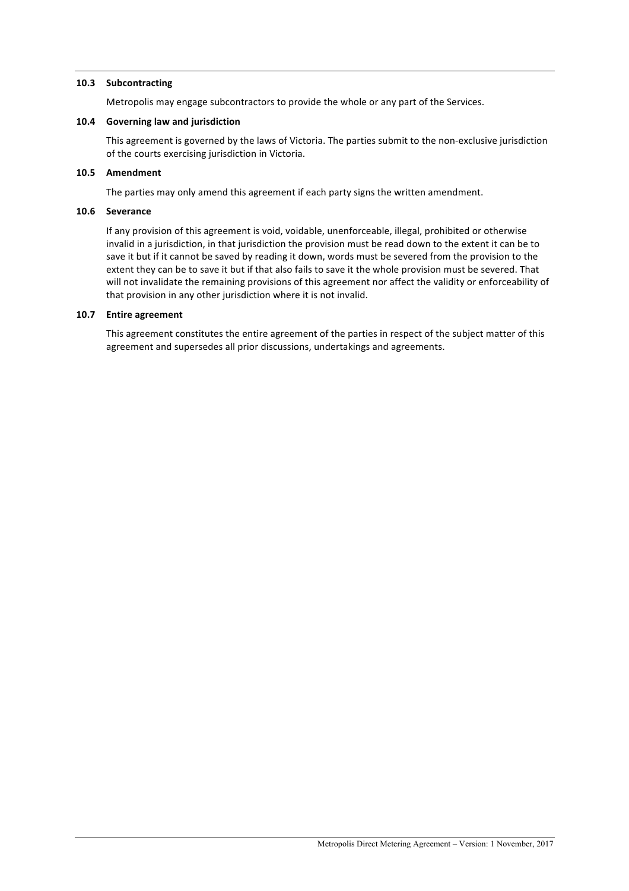### 10.3 Subcontracting

Metropolis may engage subcontractors to provide the whole or any part of the Services.

### 10.4 Governing law and jurisdiction

This agreement is governed by the laws of Victoria. The parties submit to the non-exclusive jurisdiction of the courts exercising jurisdiction in Victoria.

### 10.5 Amendment

The parties may only amend this agreement if each party signs the written amendment.

### 10.6 Severance

If any provision of this agreement is void, voidable, unenforceable, illegal, prohibited or otherwise invalid in a jurisdiction, in that jurisdiction the provision must be read down to the extent it can be to save it but if it cannot be saved by reading it down, words must be severed from the provision to the extent they can be to save it but if that also fails to save it the whole provision must be severed. That will not invalidate the remaining provisions of this agreement nor affect the validity or enforceability of that provision in any other jurisdiction where it is not invalid.

### 10.7 Entire agreement

This agreement constitutes the entire agreement of the parties in respect of the subject matter of this agreement and supersedes all prior discussions, undertakings and agreements.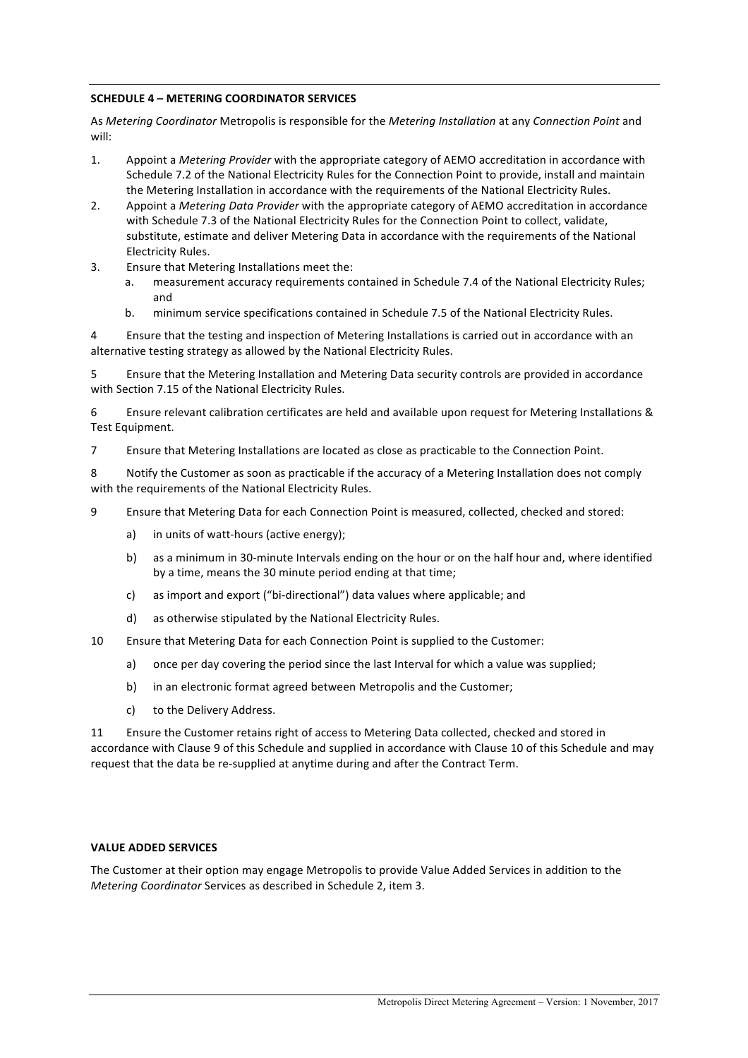**SCHEDULE 4 – METERING COORDINATOR SERVICES**

As *Metering Coordinator* Metropolis is responsible for the *Metering Installation* at any *Connection Point* and will:

1. Appoint a *Metering Provider* with the appropriate category of AEMO accreditation in accordance with Schedule 7.2 of the National Electricity Rules for the Connection Point to provide, install and maintain the Metering Installation in accordance with the requirements of the National Electricity Rules.
2. Appoint a *Metering Data Provider* with the appropriate category of AEMO accreditation in accordance with Schedule 7.3 of the National Electricity Rules for the Connection Point to collect, validate, substitute, estimate and deliver Metering Data in accordance with the requirements of the National Electricity Rules.
3. Ensure that Metering Installations meet the:
   a. measurement accuracy requirements contained in Schedule 7.4 of the National Electricity Rules; and
   b. minimum service specifications contained in Schedule 7.5 of the National Electricity Rules.

4 Ensure that the testing and inspection of Metering Installations is carried out in accordance with an alternative testing strategy as allowed by the National Electricity Rules.

5 Ensure that the Metering Installation and Metering Data security controls are provided in accordance with Section 7.15 of the National Electricity Rules.

6 Ensure relevant calibration certificates are held and available upon request for Metering Installations & Test Equipment.

7 Ensure that Metering Installations are located as close as practicable to the Connection Point.

8 Notify the Customer as soon as practicable if the accuracy of a Metering Installation does not comply with the requirements of the National Electricity Rules.

9 Ensure that Metering Data for each Connection Point is measured, collected, checked and stored:

a) in units of watt-hours (active energy);

b) as a minimum in 30-minute Intervals ending on the hour or on the half hour and, where identified by a time, means the 30 minute period ending at that time;

c) as import and export ("bi-directional") data values where applicable; and

d) as otherwise stipulated by the National Electricity Rules.

10 Ensure that Metering Data for each Connection Point is supplied to the Customer:

a) once per day covering the period since the last Interval for which a value was supplied;

b) in an electronic format agreed between Metropolis and the Customer;

c) to the Delivery Address.

11 Ensure the Customer retains right of access to Metering Data collected, checked and stored in accordance with Clause 9 of this Schedule and supplied in accordance with Clause 10 of this Schedule and may request that the data be re-supplied at anytime during and after the Contract Term.

**VALUE ADDED SERVICES**

The Customer at their option may engage Metropolis to provide Value Added Services in addition to the *Metering Coordinator* Services as described in Schedule 2, item 3.